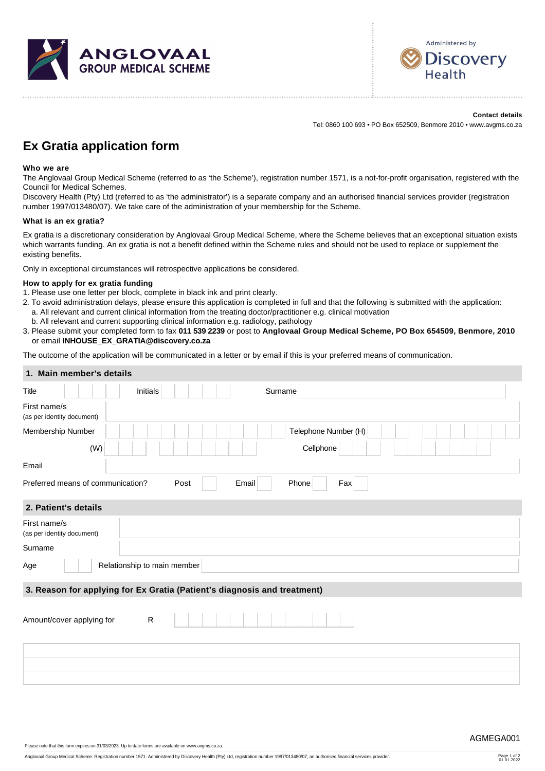ANGLOVAAL GROUP MEDICAL SCHEME

Administered by Discovery Health

**Contact details**

Tel: 0860 100 693 • PO Box 652509, Benmore 2010 • www.avgms.co.za

# Ex Gratia application form

**Who we are**

The Anglovaal Group Medical Scheme (referred to as 'the Scheme'), registration number 1571, is a not-for-profit organisation, registered with the Council for Medical Schemes.

Discovery Health (Pty) Ltd (referred to as 'the administrator') is a separate company and an authorised financial services provider (registration number 1997/013480/07). We take care of the administration of your membership for the Scheme.

**What is an ex gratia?**

Ex gratia is a discretionary consideration by Anglovaal Group Medical Scheme, where the Scheme believes that an exceptional situation exists which warrants funding. An ex gratia is not a benefit defined within the Scheme rules and should not be used to replace or supplement the existing benefits.

Only in exceptional circumstances will retrospective applications be considered.

**How to apply for ex gratia funding**

1. Please use one letter per block, complete in black ink and print clearly.
2. To avoid administration delays, please ensure this application is completed in full and that the following is submitted with the application:
   a. All relevant and current clinical information from the treating doctor/practitioner e.g. clinical motivation
   b. All relevant and current supporting clinical information e.g. radiology, pathology
3. Please submit your completed form to fax **011 539 2239** or post to **Anglovaal Group Medical Scheme, PO Box 654509, Benmore, 2010** or email **INHOUSE_EX_GRATIA@discovery.co.za**

The outcome of the application will be communicated in a letter or by email if this is your preferred means of communication.

## 1. Main member's details

| | | | | | |
|---|---|---|---|---|---|
| Title | | Initials | | Surname | |
| First name/s (as per identity document) | | | | | |
| Membership Number | | | | Telephone Number (H) | |
| (W) | | | | Cellphone | |
| Email | | | | | |
| Preferred means of communication? | Post | Email | Phone | Fax | |

## 2. Patient's details

| | | | |
|---|---|---|---|
| First name/s (as per identity document) | | | |
| Surname | | | |
| Age | | Relationship to main member | |

## 3. Reason for applying for Ex Gratia (Patient's diagnosis and treatment)

Amount/cover applying for R

Please note that this form expires on 31/03/2023. Up to date forms are available on www.avgms.co.za.

AGMEGA001

Anglovaal Group Medical Scheme. Registration number 1571. Administered by Discovery Health (Pty) Ltd, registration number 1997/013480/07, an authorised financial services provider.

01.01.2022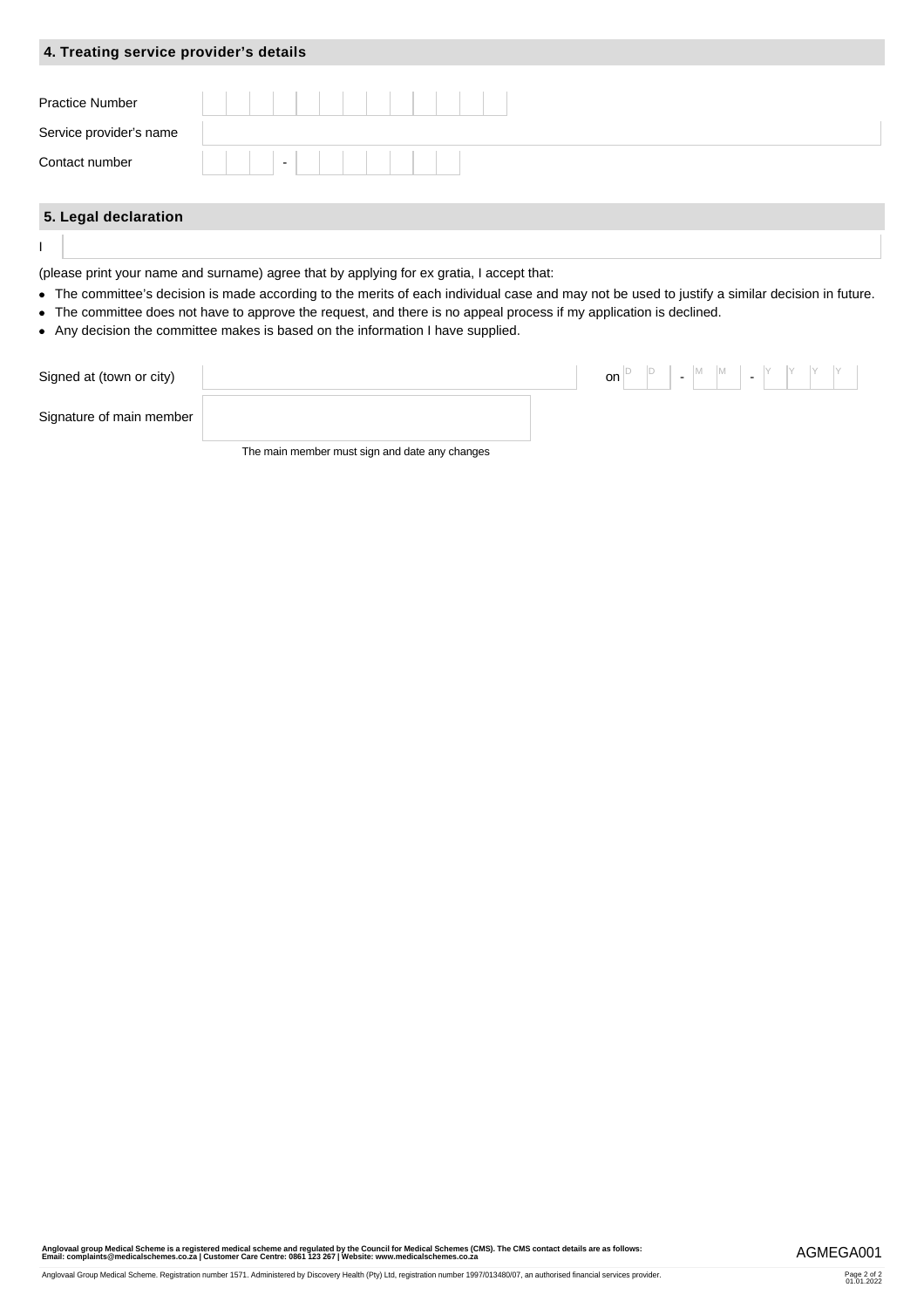## 4. Treating service provider's details

Practice Number

Service provider's name

Contact number -

## 5. Legal declaration

I

(please print your name and surname) agree that by applying for ex gratia, I accept that:

- The committee's decision is made according to the merits of each individual case and may not be used to justify a similar decision in future.
- The committee does not have to approve the request, and there is no appeal process if my application is declined.
- Any decision the committee makes is based on the information I have supplied.

Signed at (town or city) on D D - M M - Y Y Y Y

Signature of main member

The main member must sign and date any changes

**Anglovaal group Medical Scheme is a registered medical scheme and regulated by the Council for Medical Schemes (CMS). The CMS contact details are as follows:**
**Email: complaints@medicalschemes.co.za | Customer Care Centre: 0861 123 267 | Website: www.medicalschemes.co.za**

AGMEGA001

Anglovaal Group Medical Scheme. Registration number 1571. Administered by Discovery Health (Pty) Ltd, registration number 1997/013480/07, an authorised financial services provider.

01.01.2022